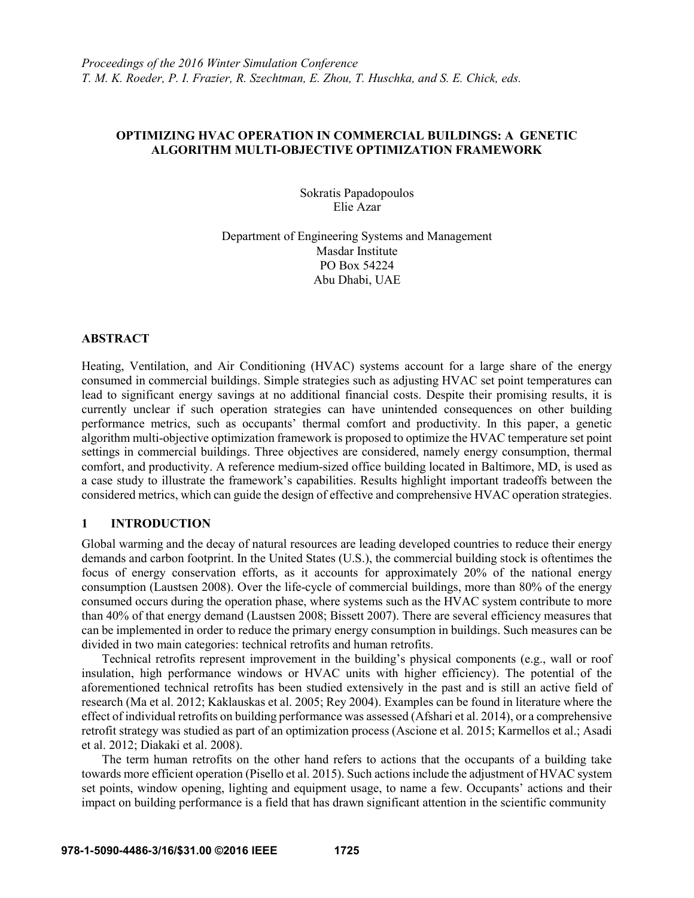*Proceedings of the 2016 Winter Simulation Conference*
*T. M. K. Roeder, P. I. Frazier, R. Szechtman, E. Zhou, T. Huschka, and S. E. Chick, eds.*

# OPTIMIZING HVAC OPERATION IN COMMERCIAL BUILDINGS: A GENETIC ALGORITHM MULTI-OBJECTIVE OPTIMIZATION FRAMEWORK

Sokratis Papadopoulos
Elie Azar

Department of Engineering Systems and Management
Masdar Institute
PO Box 54224
Abu Dhabi, UAE

## ABSTRACT

Heating, Ventilation, and Air Conditioning (HVAC) systems account for a large share of the energy consumed in commercial buildings. Simple strategies such as adjusting HVAC set point temperatures can lead to significant energy savings at no additional financial costs. Despite their promising results, it is currently unclear if such operation strategies can have unintended consequences on other building performance metrics, such as occupants' thermal comfort and productivity. In this paper, a genetic algorithm multi-objective optimization framework is proposed to optimize the HVAC temperature set point settings in commercial buildings. Three objectives are considered, namely energy consumption, thermal comfort, and productivity. A reference medium-sized office building located in Baltimore, MD, is used as a case study to illustrate the framework's capabilities. Results highlight important tradeoffs between the considered metrics, which can guide the design of effective and comprehensive HVAC operation strategies.

## 1 INTRODUCTION

Global warming and the decay of natural resources are leading developed countries to reduce their energy demands and carbon footprint. In the United States (U.S.), the commercial building stock is oftentimes the focus of energy conservation efforts, as it accounts for approximately 20% of the national energy consumption (Laustsen 2008). Over the life-cycle of commercial buildings, more than 80% of the energy consumed occurs during the operation phase, where systems such as the HVAC system contribute to more than 40% of that energy demand (Laustsen 2008; Bissett 2007). There are several efficiency measures that can be implemented in order to reduce the primary energy consumption in buildings. Such measures can be divided in two main categories: technical retrofits and human retrofits.

Technical retrofits represent improvement in the building's physical components (e.g., wall or roof insulation, high performance windows or HVAC units with higher efficiency). The potential of the aforementioned technical retrofits has been studied extensively in the past and is still an active field of research (Ma et al. 2012; Kaklauskas et al. 2005; Rey 2004). Examples can be found in literature where the effect of individual retrofits on building performance was assessed (Afshari et al. 2014), or a comprehensive retrofit strategy was studied as part of an optimization process (Ascione et al. 2015; Karmellos et al.; Asadi et al. 2012; Diakaki et al. 2008).

The term human retrofits on the other hand refers to actions that the occupants of a building take towards more efficient operation (Pisello et al. 2015). Such actions include the adjustment of HVAC system set points, window opening, lighting and equipment usage, to name a few. Occupants' actions and their impact on building performance is a field that has drawn significant attention in the scientific community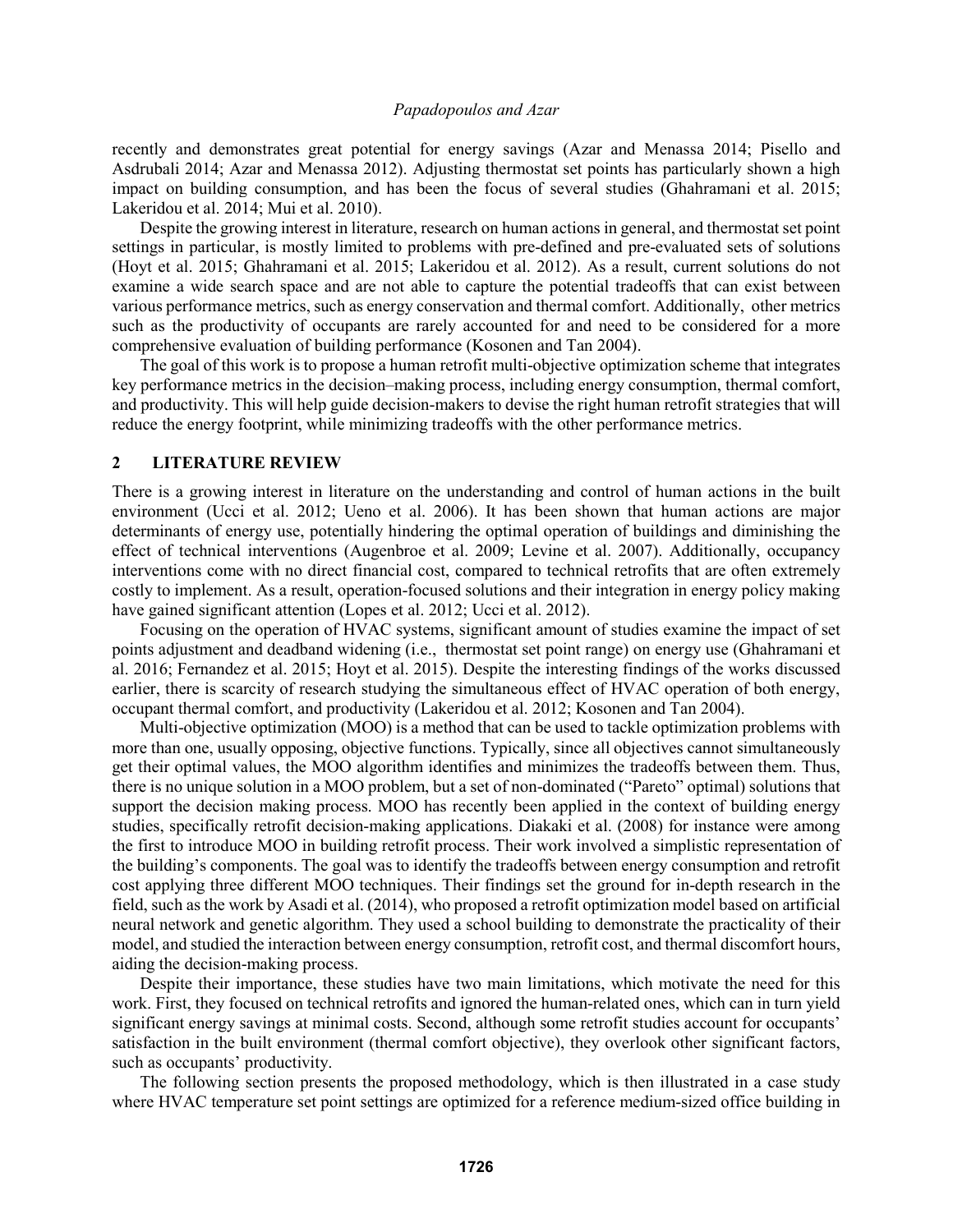recently and demonstrates great potential for energy savings (Azar and Menassa 2014; Pisello and Asdrubali 2014; Azar and Menassa 2012). Adjusting thermostat set points has particularly shown a high impact on building consumption, and has been the focus of several studies (Ghahramani et al. 2015; Lakeridou et al. 2014; Mui et al. 2010).

Despite the growing interest in literature, research on human actions in general, and thermostat set point settings in particular, is mostly limited to problems with pre-defined and pre-evaluated sets of solutions (Hoyt et al. 2015; Ghahramani et al. 2015; Lakeridou et al. 2012). As a result, current solutions do not examine a wide search space and are not able to capture the potential tradeoffs that can exist between various performance metrics, such as energy conservation and thermal comfort. Additionally, other metrics such as the productivity of occupants are rarely accounted for and need to be considered for a more comprehensive evaluation of building performance (Kosonen and Tan 2004).

The goal of this work is to propose a human retrofit multi-objective optimization scheme that integrates key performance metrics in the decision–making process, including energy consumption, thermal comfort, and productivity. This will help guide decision-makers to devise the right human retrofit strategies that will reduce the energy footprint, while minimizing tradeoffs with the other performance metrics.

## 2 LITERATURE REVIEW

There is a growing interest in literature on the understanding and control of human actions in the built environment (Ucci et al. 2012; Ueno et al. 2006). It has been shown that human actions are major determinants of energy use, potentially hindering the optimal operation of buildings and diminishing the effect of technical interventions (Augenbroe et al. 2009; Levine et al. 2007). Additionally, occupancy interventions come with no direct financial cost, compared to technical retrofits that are often extremely costly to implement. As a result, operation-focused solutions and their integration in energy policy making have gained significant attention (Lopes et al. 2012; Ucci et al. 2012).

Focusing on the operation of HVAC systems, significant amount of studies examine the impact of set points adjustment and deadband widening (i.e., thermostat set point range) on energy use (Ghahramani et al. 2016; Fernandez et al. 2015; Hoyt et al. 2015). Despite the interesting findings of the works discussed earlier, there is scarcity of research studying the simultaneous effect of HVAC operation of both energy, occupant thermal comfort, and productivity (Lakeridou et al. 2012; Kosonen and Tan 2004).

Multi-objective optimization (MOO) is a method that can be used to tackle optimization problems with more than one, usually opposing, objective functions. Typically, since all objectives cannot simultaneously get their optimal values, the MOO algorithm identifies and minimizes the tradeoffs between them. Thus, there is no unique solution in a MOO problem, but a set of non-dominated ("Pareto" optimal) solutions that support the decision making process. MOO has recently been applied in the context of building energy studies, specifically retrofit decision-making applications. Diakaki et al. (2008) for instance were among the first to introduce MOO in building retrofit process. Their work involved a simplistic representation of the building's components. The goal was to identify the tradeoffs between energy consumption and retrofit cost applying three different MOO techniques. Their findings set the ground for in-depth research in the field, such as the work by Asadi et al. (2014), who proposed a retrofit optimization model based on artificial neural network and genetic algorithm. They used a school building to demonstrate the practicality of their model, and studied the interaction between energy consumption, retrofit cost, and thermal discomfort hours, aiding the decision-making process.

Despite their importance, these studies have two main limitations, which motivate the need for this work. First, they focused on technical retrofits and ignored the human-related ones, which can in turn yield significant energy savings at minimal costs. Second, although some retrofit studies account for occupants' satisfaction in the built environment (thermal comfort objective), they overlook other significant factors, such as occupants' productivity.

The following section presents the proposed methodology, which is then illustrated in a case study where HVAC temperature set point settings are optimized for a reference medium-sized office building in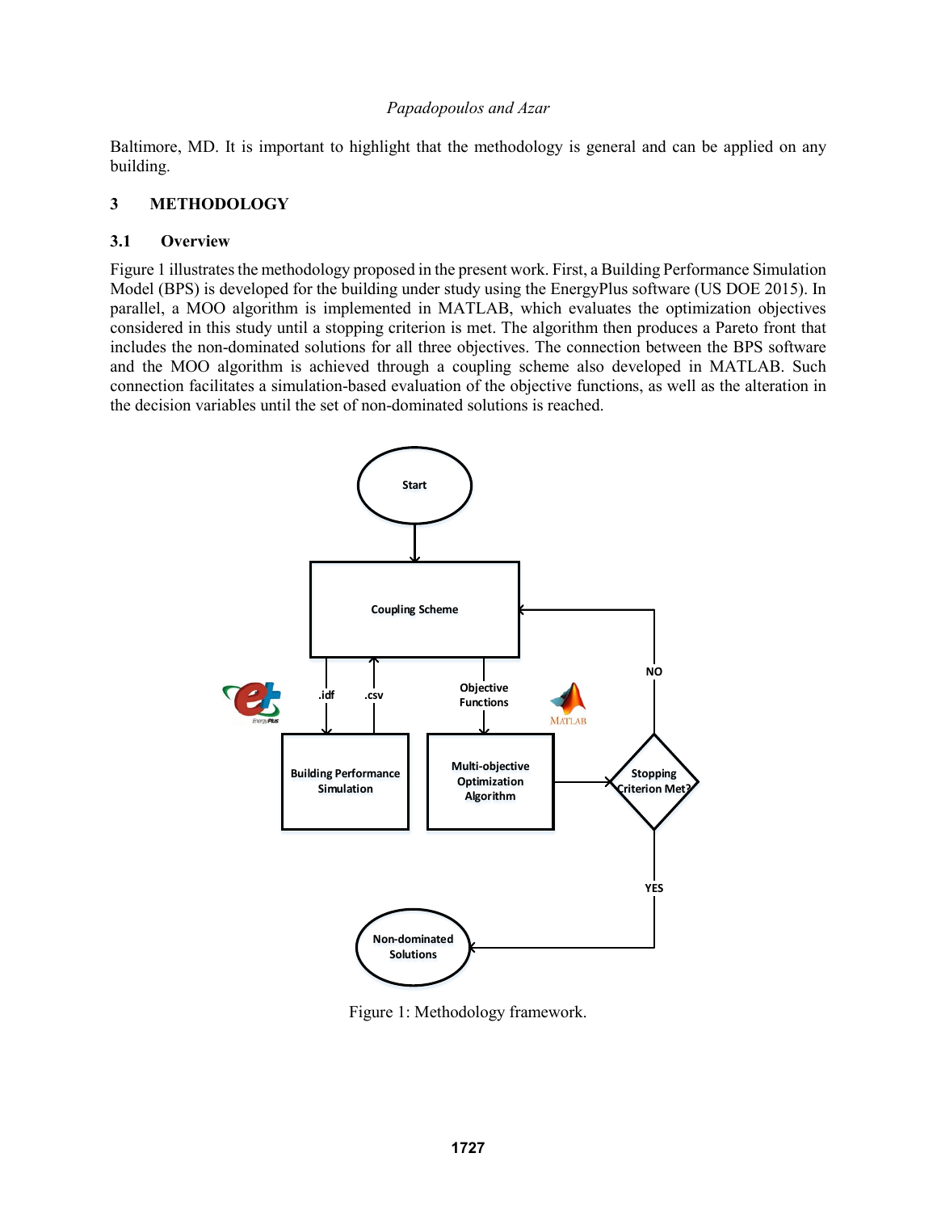Baltimore, MD. It is important to highlight that the methodology is general and can be applied on any building.

## 3 METHODOLOGY

### 3.1 Overview

Figure 1 illustrates the methodology proposed in the present work. First, a Building Performance Simulation Model (BPS) is developed for the building under study using the EnergyPlus software (US DOE 2015). In parallel, a MOO algorithm is implemented in MATLAB, which evaluates the optimization objectives considered in this study until a stopping criterion is met. The algorithm then produces a Pareto front that includes the non-dominated solutions for all three objectives. The connection between the BPS software and the MOO algorithm is achieved through a coupling scheme also developed in MATLAB. Such connection facilitates a simulation-based evaluation of the objective functions, as well as the alteration in the decision variables until the set of non-dominated solutions is reached.

Figure 1: Methodology framework.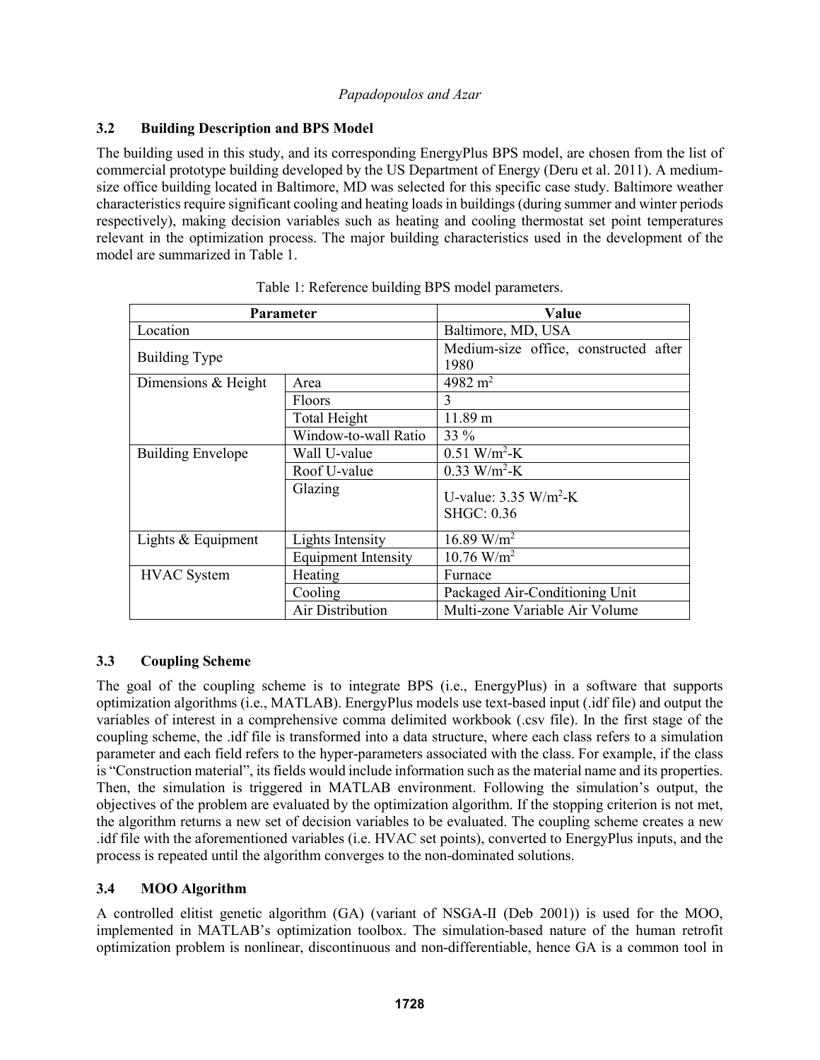### 3.2 Building Description and BPS Model

The building used in this study, and its corresponding EnergyPlus BPS model, are chosen from the list of commercial prototype building developed by the US Department of Energy (Deru et al. 2011). A medium-size office building located in Baltimore, MD was selected for this specific case study. Baltimore weather characteristics require significant cooling and heating loads in buildings (during summer and winter periods respectively), making decision variables such as heating and cooling thermostat set point temperatures relevant in the optimization process. The major building characteristics used in the development of the model are summarized in Table 1.

Table 1: Reference building BPS model parameters.

| Parameter | | Value |
|---|---|---|
| Location | | Baltimore, MD, USA |
| Building Type | | Medium-size office, constructed after 1980 |
| Dimensions & Height | Area | 4982 $m^2$ |
| | Floors | 3 |
| | Total Height | 11.89 m |
| | Window-to-wall Ratio | 33 % |
| Building Envelope | Wall U-value | 0.51 $W/m^2$-K |
| | Roof U-value | 0.33 $W/m^2$-K |
| | Glazing | U-value: 3.35 $W/m^2$-K<br>SHGC: 0.36 |
| Lights & Equipment | Lights Intensity | 16.89 $W/m^2$ |
| | Equipment Intensity | 10.76 $W/m^2$ |
| HVAC System | Heating | Furnace |
| | Cooling | Packaged Air-Conditioning Unit |
| | Air Distribution | Multi-zone Variable Air Volume |

### 3.3 Coupling Scheme

The goal of the coupling scheme is to integrate BPS (i.e., EnergyPlus) in a software that supports optimization algorithms (i.e., MATLAB). EnergyPlus models use text-based input (.idf file) and output the variables of interest in a comprehensive comma delimited workbook (.csv file). In the first stage of the coupling scheme, the .idf file is transformed into a data structure, where each class refers to a simulation parameter and each field refers to the hyper-parameters associated with the class. For example, if the class is "Construction material", its fields would include information such as the material name and its properties. Then, the simulation is triggered in MATLAB environment. Following the simulation's output, the objectives of the problem are evaluated by the optimization algorithm. If the stopping criterion is not met, the algorithm returns a new set of decision variables to be evaluated. The coupling scheme creates a new .idf file with the aforementioned variables (i.e. HVAC set points), converted to EnergyPlus inputs, and the process is repeated until the algorithm converges to the non-dominated solutions.

### 3.4 MOO Algorithm

A controlled elitist genetic algorithm (GA) (variant of NSGA-II (Deb 2001)) is used for the MOO, implemented in MATLAB's optimization toolbox. The simulation-based nature of the human retrofit optimization problem is nonlinear, discontinuous and non-differentiable, hence GA is a common tool in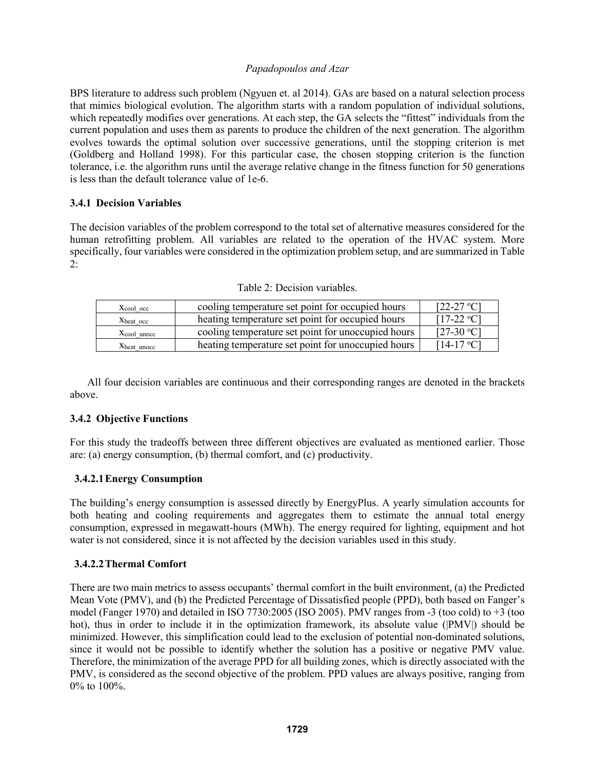BPS literature to address such problem (Ngyuen et. al 2014). GAs are based on a natural selection process that mimics biological evolution. The algorithm starts with a random population of individual solutions, which repeatedly modifies over generations. At each step, the GA selects the "fittest" individuals from the current population and uses them as parents to produce the children of the next generation. The algorithm evolves towards the optimal solution over successive generations, until the stopping criterion is met (Goldberg and Holland 1998). For this particular case, the chosen stopping criterion is the function tolerance, i.e. the algorithm runs until the average relative change in the fitness function for 50 generations is less than the default tolerance value of 1e-6.

### 3.4.1 Decision Variables

The decision variables of the problem correspond to the total set of alternative measures considered for the human retrofitting problem. All variables are related to the operation of the HVAC system. More specifically, four variables were considered in the optimization problem setup, and are summarized in Table 2:

Table 2: Decision variables.

| | | |
|---|---|---|
| $x_{cool\_occ}$ | cooling temperature set point for occupied hours | [22-27 ºC] |
| $x_{heat\_occ}$ | heating temperature set point for occupied hours | [17-22 ºC] |
| $x_{cool\_unocc}$ | cooling temperature set point for unoccupied hours | [27-30 ºC] |
| $x_{heat\_unocc}$ | heating temperature set point for unoccupied hours | [14-17 ºC] |

All four decision variables are continuous and their corresponding ranges are denoted in the brackets above.

### 3.4.2 Objective Functions

For this study the tradeoffs between three different objectives are evaluated as mentioned earlier. Those are: (a) energy consumption, (b) thermal comfort, and (c) productivity.

#### 3.4.2.1 Energy Consumption

The building's energy consumption is assessed directly by EnergyPlus. A yearly simulation accounts for both heating and cooling requirements and aggregates them to estimate the annual total energy consumption, expressed in megawatt-hours (MWh). The energy required for lighting, equipment and hot water is not considered, since it is not affected by the decision variables used in this study.

#### 3.4.2.2 Thermal Comfort

There are two main metrics to assess occupants' thermal comfort in the built environment, (a) the Predicted Mean Vote (PMV), and (b) the Predicted Percentage of Dissatisfied people (PPD), both based on Fanger's model (Fanger 1970) and detailed in ISO 7730:2005 (ISO 2005). PMV ranges from -3 (too cold) to +3 (too hot), thus in order to include it in the optimization framework, its absolute value (|PMV|) should be minimized. However, this simplification could lead to the exclusion of potential non-dominated solutions, since it would not be possible to identify whether the solution has a positive or negative PMV value. Therefore, the minimization of the average PPD for all building zones, which is directly associated with the PMV, is considered as the second objective of the problem. PPD values are always positive, ranging from 0% to 100%.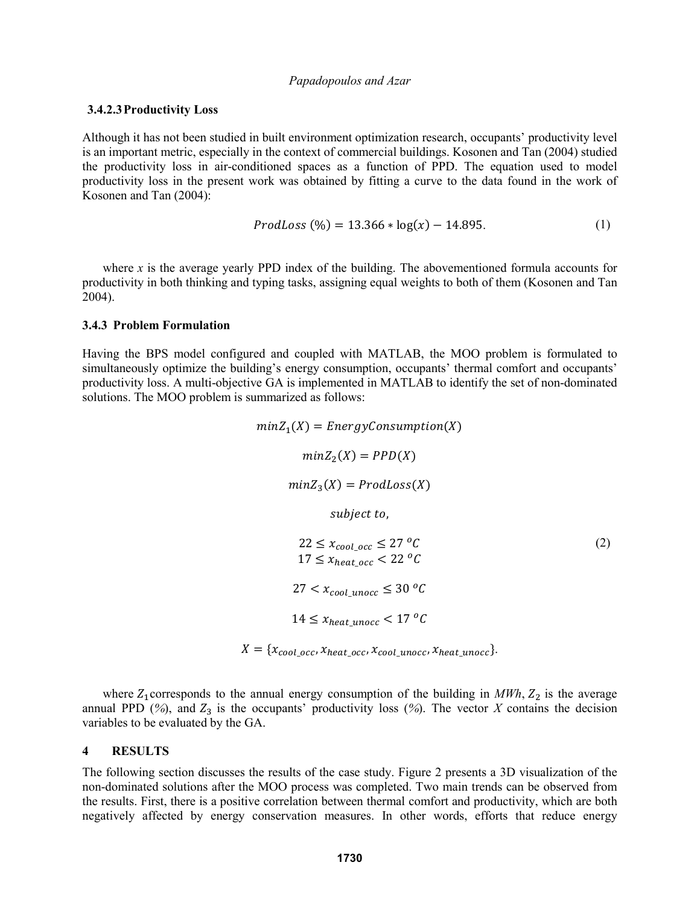### 3.4.2.3 Productivity Loss

Although it has not been studied in built environment optimization research, occupants' productivity level is an important metric, especially in the context of commercial buildings. Kosonen and Tan (2004) studied the productivity loss in air-conditioned spaces as a function of PPD. The equation used to model productivity loss in the present work was obtained by fitting a curve to the data found in the work of Kosonen and Tan (2004):

$$ProdLoss\ (\%) = 13.366 * \log(x) - 14.895. \tag{1}$$

where *x* is the average yearly PPD index of the building. The abovementioned formula accounts for productivity in both thinking and typing tasks, assigning equal weights to both of them (Kosonen and Tan 2004).

### 3.4.3 Problem Formulation

Having the BPS model configured and coupled with MATLAB, the MOO problem is formulated to simultaneously optimize the building's energy consumption, occupants' thermal comfort and occupants' productivity loss. A multi-objective GA is implemented in MATLAB to identify the set of non-dominated solutions. The MOO problem is summarized as follows:

$$\begin{gathered}
min Z_1(X) = EnergyConsumption(X) \\
min Z_2(X) = PPD(X) \\
min Z_3(X) = ProdLoss(X) \\
subject\ to, \\
22 \leq x_{cool\_occ} \leq 27\ ^oC \\
17 \leq x_{heat\_occ} < 22\ ^oC \\
27 < x_{cool\_unocc} \leq 30\ ^oC \\
14 \leq x_{heat\_unocc} < 17\ ^oC \\
X = \{x_{cool\_occ}, x_{heat\_occ}, x_{cool\_unocc}, x_{heat\_unocc}\}.
\end{gathered} \tag{2}$$

where $Z_1$ corresponds to the annual energy consumption of the building in *MWh*, $Z_2$ is the average annual PPD (*%*), and $Z_3$ is the occupants' productivity loss (*%*). The vector *X* contains the decision variables to be evaluated by the GA.

## 4 RESULTS

The following section discusses the results of the case study. Figure 2 presents a 3D visualization of the non-dominated solutions after the MOO process was completed. Two main trends can be observed from the results. First, there is a positive correlation between thermal comfort and productivity, which are both negatively affected by energy conservation measures. In other words, efforts that reduce energy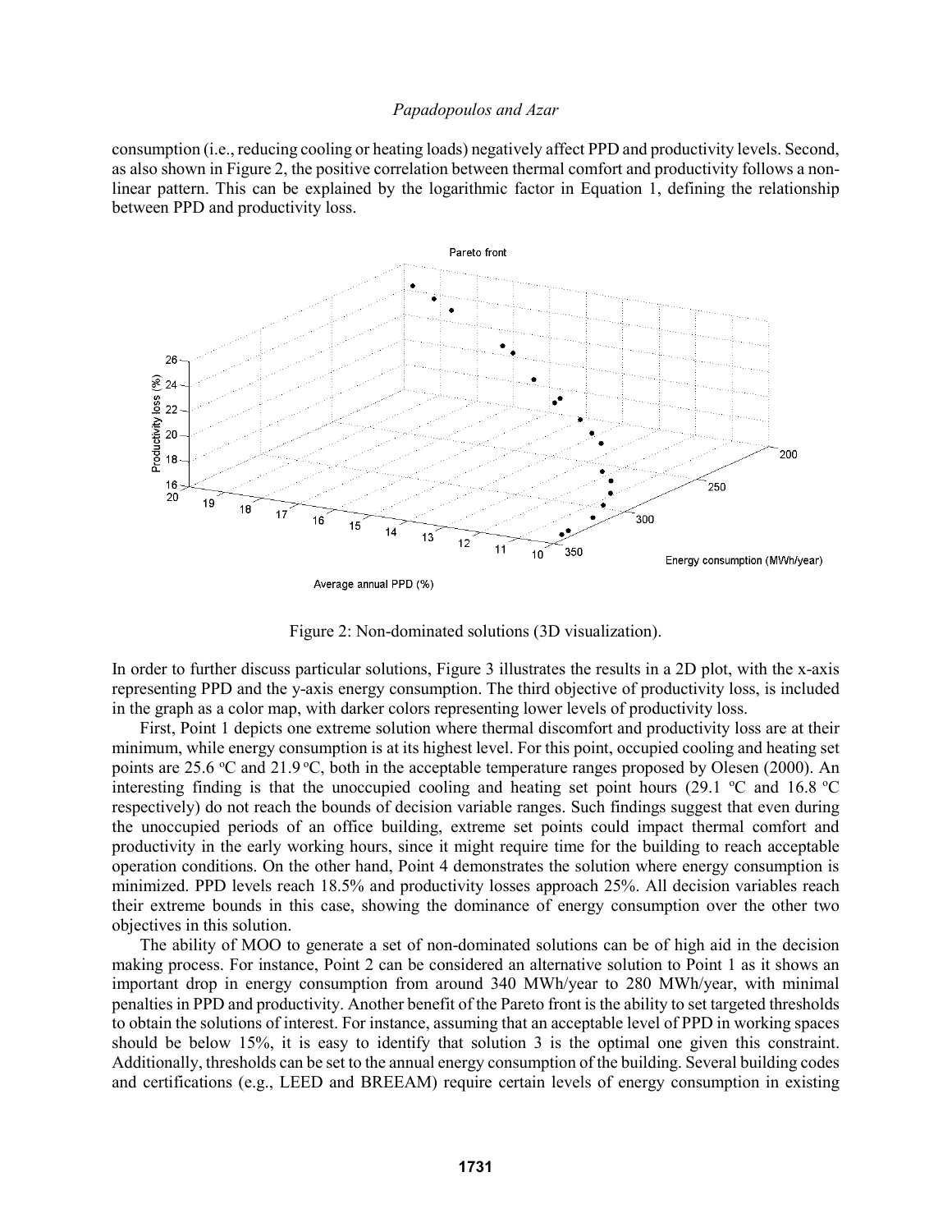consumption (i.e., reducing cooling or heating loads) negatively affect PPD and productivity levels. Second, as also shown in Figure 2, the positive correlation between thermal comfort and productivity follows a non-linear pattern. This can be explained by the logarithmic factor in Equation 1, defining the relationship between PPD and productivity loss.

Figure 2: Non-dominated solutions (3D visualization).

In order to further discuss particular solutions, Figure 3 illustrates the results in a 2D plot, with the x-axis representing PPD and the y-axis energy consumption. The third objective of productivity loss, is included in the graph as a color map, with darker colors representing lower levels of productivity loss.

First, Point 1 depicts one extreme solution where thermal discomfort and productivity loss are at their minimum, while energy consumption is at its highest level. For this point, occupied cooling and heating set points are 25.6 $^{o}$C and 21.9 $^{o}$C, both in the acceptable temperature ranges proposed by Olesen (2000). An interesting finding is that the unoccupied cooling and heating set point hours (29.1 $^{o}$C and 16.8 $^{o}$C respectively) do not reach the bounds of decision variable ranges. Such findings suggest that even during the unoccupied periods of an office building, extreme set points could impact thermal comfort and productivity in the early working hours, since it might require time for the building to reach acceptable operation conditions. On the other hand, Point 4 demonstrates the solution where energy consumption is minimized. PPD levels reach 18.5% and productivity losses approach 25%. All decision variables reach their extreme bounds in this case, showing the dominance of energy consumption over the other two objectives in this solution.

The ability of MOO to generate a set of non-dominated solutions can be of high aid in the decision making process. For instance, Point 2 can be considered an alternative solution to Point 1 as it shows an important drop in energy consumption from around 340 MWh/year to 280 MWh/year, with minimal penalties in PPD and productivity. Another benefit of the Pareto front is the ability to set targeted thresholds to obtain the solutions of interest. For instance, assuming that an acceptable level of PPD in working spaces should be below 15%, it is easy to identify that solution 3 is the optimal one given this constraint. Additionally, thresholds can be set to the annual energy consumption of the building. Several building codes and certifications (e.g., LEED and BREEAM) require certain levels of energy consumption in existing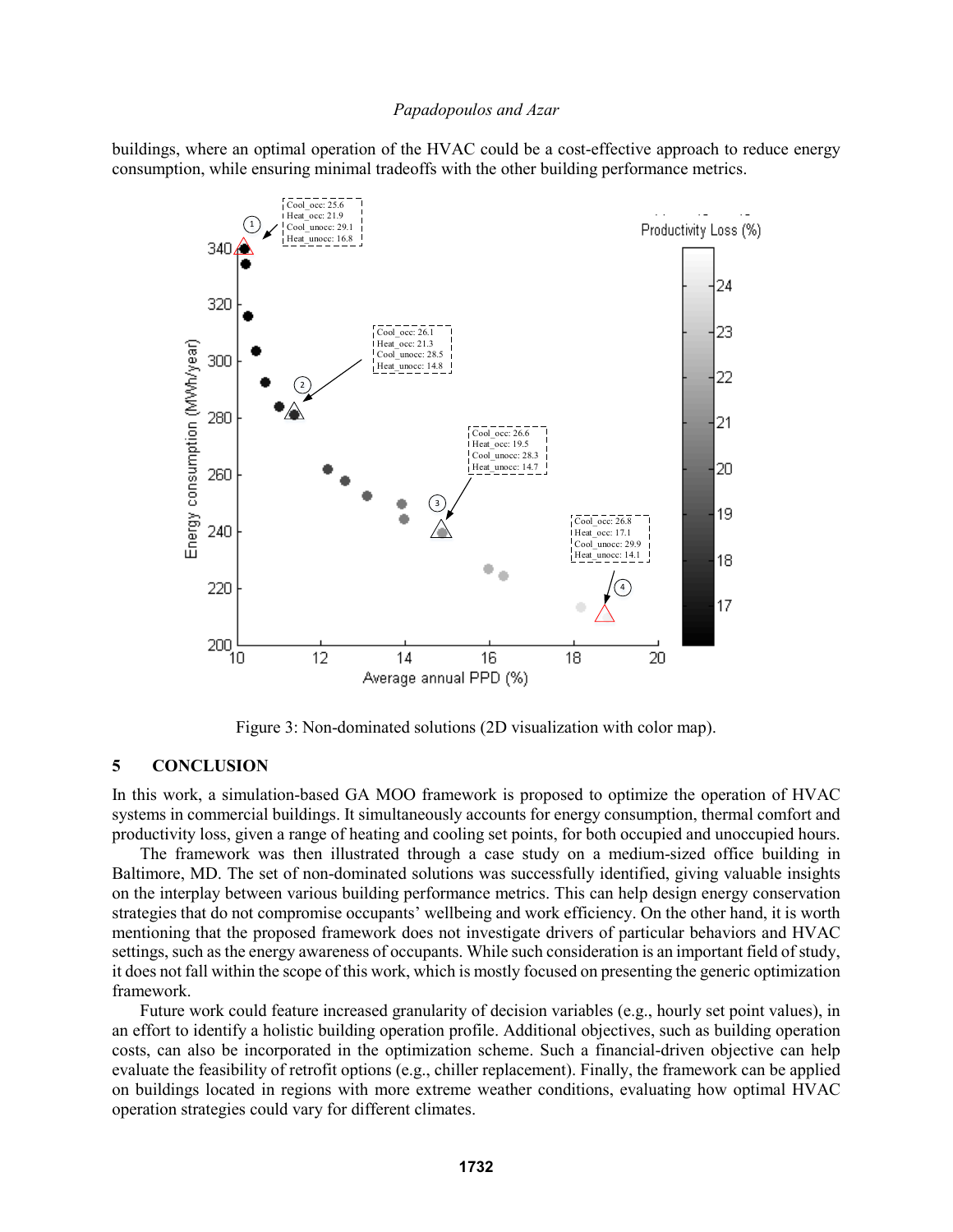buildings, where an optimal operation of the HVAC could be a cost-effective approach to reduce energy consumption, while ensuring minimal tradeoffs with the other building performance metrics.

Figure 3: Non-dominated solutions (2D visualization with color map).

## 5 CONCLUSION

In this work, a simulation-based GA MOO framework is proposed to optimize the operation of HVAC systems in commercial buildings. It simultaneously accounts for energy consumption, thermal comfort and productivity loss, given a range of heating and cooling set points, for both occupied and unoccupied hours.

The framework was then illustrated through a case study on a medium-sized office building in Baltimore, MD. The set of non-dominated solutions was successfully identified, giving valuable insights on the interplay between various building performance metrics. This can help design energy conservation strategies that do not compromise occupants' wellbeing and work efficiency. On the other hand, it is worth mentioning that the proposed framework does not investigate drivers of particular behaviors and HVAC settings, such as the energy awareness of occupants. While such consideration is an important field of study, it does not fall within the scope of this work, which is mostly focused on presenting the generic optimization framework.

Future work could feature increased granularity of decision variables (e.g., hourly set point values), in an effort to identify a holistic building operation profile. Additional objectives, such as building operation costs, can also be incorporated in the optimization scheme. Such a financial-driven objective can help evaluate the feasibility of retrofit options (e.g., chiller replacement). Finally, the framework can be applied on buildings located in regions with more extreme weather conditions, evaluating how optimal HVAC operation strategies could vary for different climates.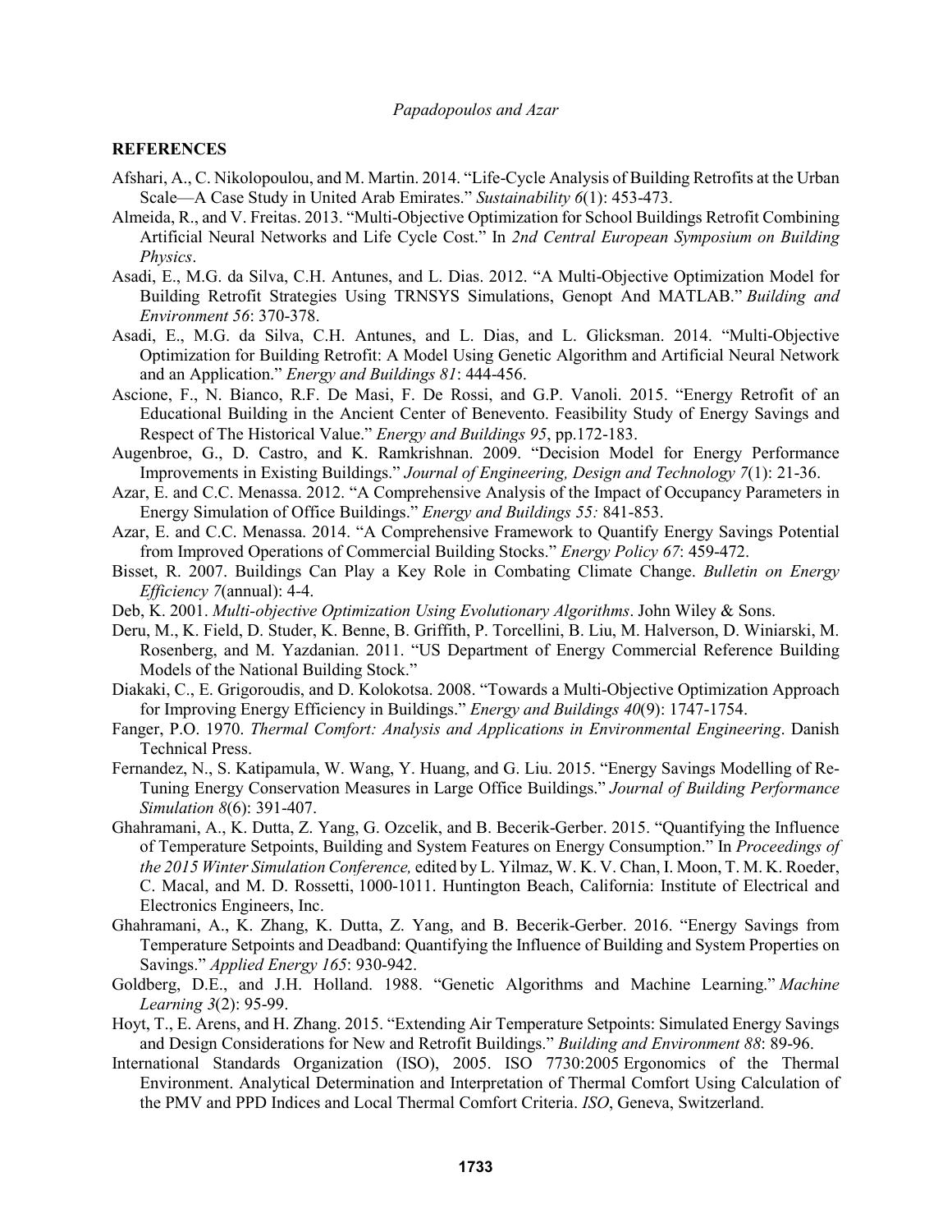## REFERENCES

Afshari, A., C. Nikolopoulou, and M. Martin. 2014. "Life-Cycle Analysis of Building Retrofits at the Urban Scale—A Case Study in United Arab Emirates." *Sustainability 6*(1): 453-473.

Almeida, R., and V. Freitas. 2013. "Multi-Objective Optimization for School Buildings Retrofit Combining Artificial Neural Networks and Life Cycle Cost." In *2nd Central European Symposium on Building Physics*.

Asadi, E., M.G. da Silva, C.H. Antunes, and L. Dias. 2012. "A Multi-Objective Optimization Model for Building Retrofit Strategies Using TRNSYS Simulations, Genopt And MATLAB." *Building and Environment 56*: 370-378.

Asadi, E., M.G. da Silva, C.H. Antunes, and L. Dias, and L. Glicksman. 2014. "Multi-Objective Optimization for Building Retrofit: A Model Using Genetic Algorithm and Artificial Neural Network and an Application." *Energy and Buildings 81*: 444-456.

Ascione, F., N. Bianco, R.F. De Masi, F. De Rossi, and G.P. Vanoli. 2015. "Energy Retrofit of an Educational Building in the Ancient Center of Benevento. Feasibility Study of Energy Savings and Respect of The Historical Value." *Energy and Buildings 95*, pp.172-183.

Augenbroe, G., D. Castro, and K. Ramkrishnan. 2009. "Decision Model for Energy Performance Improvements in Existing Buildings." *Journal of Engineering, Design and Technology 7*(1): 21-36.

Azar, E. and C.C. Menassa. 2012. "A Comprehensive Analysis of the Impact of Occupancy Parameters in Energy Simulation of Office Buildings." *Energy and Buildings 55:* 841-853.

Azar, E. and C.C. Menassa. 2014. "A Comprehensive Framework to Quantify Energy Savings Potential from Improved Operations of Commercial Building Stocks." *Energy Policy 67*: 459-472.

Bisset, R. 2007. Buildings Can Play a Key Role in Combating Climate Change. *Bulletin on Energy Efficiency 7*(annual): 4-4.

Deb, K. 2001. *Multi-objective Optimization Using Evolutionary Algorithms*. John Wiley & Sons.

Deru, M., K. Field, D. Studer, K. Benne, B. Griffith, P. Torcellini, B. Liu, M. Halverson, D. Winiarski, M. Rosenberg, and M. Yazdanian. 2011. "US Department of Energy Commercial Reference Building Models of the National Building Stock."

Diakaki, C., E. Grigoroudis, and D. Kolokotsa. 2008. "Towards a Multi-Objective Optimization Approach for Improving Energy Efficiency in Buildings." *Energy and Buildings 40*(9): 1747-1754.

Fanger, P.O. 1970. *Thermal Comfort: Analysis and Applications in Environmental Engineering*. Danish Technical Press.

Fernandez, N., S. Katipamula, W. Wang, Y. Huang, and G. Liu. 2015. "Energy Savings Modelling of Re-Tuning Energy Conservation Measures in Large Office Buildings." *Journal of Building Performance Simulation 8*(6): 391-407.

Ghahramani, A., K. Dutta, Z. Yang, G. Ozcelik, and B. Becerik-Gerber. 2015. "Quantifying the Influence of Temperature Setpoints, Building and System Features on Energy Consumption." In *Proceedings of the 2015 Winter Simulation Conference,* edited by L. Yilmaz, W. K. V. Chan, I. Moon, T. M. K. Roeder, C. Macal, and M. D. Rossetti, 1000-1011. Huntington Beach, California: Institute of Electrical and Electronics Engineers, Inc.

Ghahramani, A., K. Zhang, K. Dutta, Z. Yang, and B. Becerik-Gerber. 2016. "Energy Savings from Temperature Setpoints and Deadband: Quantifying the Influence of Building and System Properties on Savings." *Applied Energy 165*: 930-942.

Goldberg, D.E., and J.H. Holland. 1988. "Genetic Algorithms and Machine Learning." *Machine Learning 3*(2): 95-99.

Hoyt, T., E. Arens, and H. Zhang. 2015. "Extending Air Temperature Setpoints: Simulated Energy Savings and Design Considerations for New and Retrofit Buildings." *Building and Environment 88*: 89-96.

International Standards Organization (ISO), 2005. ISO 7730:2005 Ergonomics of the Thermal Environment. Analytical Determination and Interpretation of Thermal Comfort Using Calculation of the PMV and PPD Indices and Local Thermal Comfort Criteria. *ISO*, Geneva, Switzerland.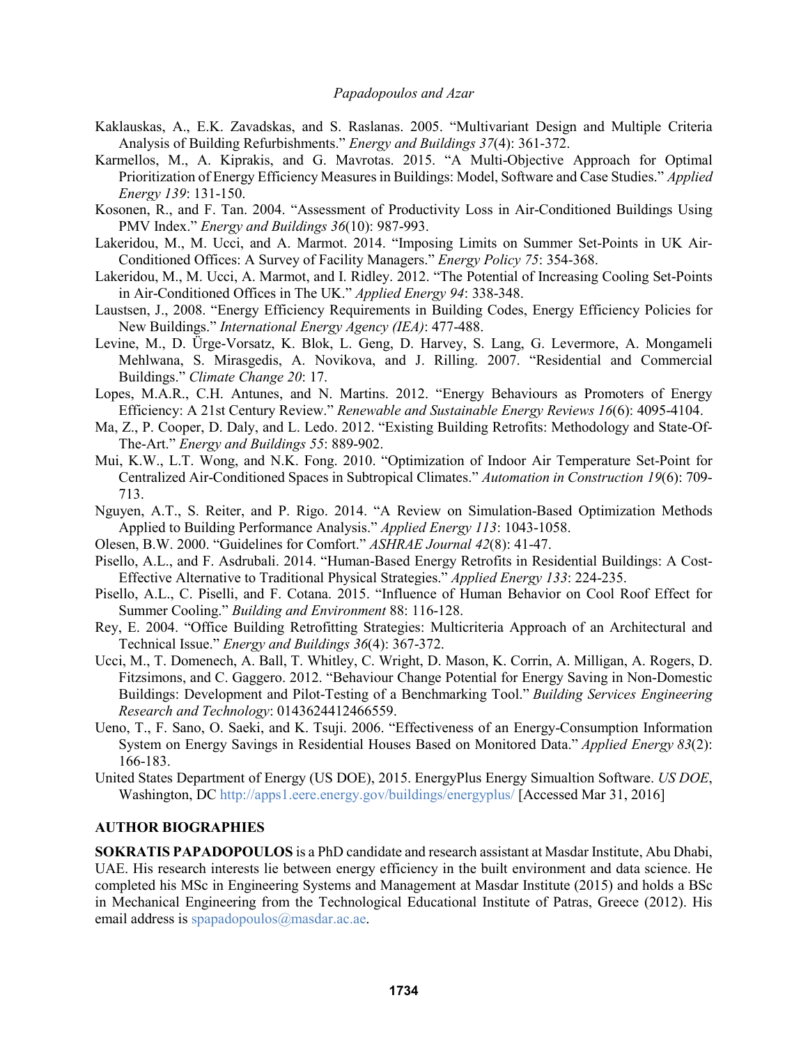Kaklauskas, A., E.K. Zavadskas, and S. Raslanas. 2005. "Multivariant Design and Multiple Criteria Analysis of Building Refurbishments." *Energy and Buildings 37*(4): 361-372.

Karmellos, M., A. Kiprakis, and G. Mavrotas. 2015. "A Multi-Objective Approach for Optimal Prioritization of Energy Efficiency Measures in Buildings: Model, Software and Case Studies." *Applied Energy 139*: 131-150.

Kosonen, R., and F. Tan. 2004. "Assessment of Productivity Loss in Air-Conditioned Buildings Using PMV Index." *Energy and Buildings 36*(10): 987-993.

Lakeridou, M., M. Ucci, and A. Marmot. 2014. "Imposing Limits on Summer Set-Points in UK Air-Conditioned Offices: A Survey of Facility Managers." *Energy Policy 75*: 354-368.

Lakeridou, M., M. Ucci, A. Marmot, and I. Ridley. 2012. "The Potential of Increasing Cooling Set-Points in Air-Conditioned Offices in The UK." *Applied Energy 94*: 338-348.

Laustsen, J., 2008. "Energy Efficiency Requirements in Building Codes, Energy Efficiency Policies for New Buildings." *International Energy Agency (IEA)*: 477-488.

Levine, M., D. Ürge-Vorsatz, K. Blok, L. Geng, D. Harvey, S. Lang, G. Levermore, A. Mongameli Mehlwana, S. Mirasgedis, A. Novikova, and J. Rilling. 2007. "Residential and Commercial Buildings." *Climate Change 20*: 17.

Lopes, M.A.R., C.H. Antunes, and N. Martins. 2012. "Energy Behaviours as Promoters of Energy Efficiency: A 21st Century Review." *Renewable and Sustainable Energy Reviews 16*(6): 4095-4104.

Ma, Z., P. Cooper, D. Daly, and L. Ledo. 2012. "Existing Building Retrofits: Methodology and State-Of-The-Art." *Energy and Buildings 55*: 889-902.

Mui, K.W., L.T. Wong, and N.K. Fong. 2010. "Optimization of Indoor Air Temperature Set-Point for Centralized Air-Conditioned Spaces in Subtropical Climates." *Automation in Construction 19*(6): 709-713.

Nguyen, A.T., S. Reiter, and P. Rigo. 2014. "A Review on Simulation-Based Optimization Methods Applied to Building Performance Analysis." *Applied Energy 113*: 1043-1058.

Olesen, B.W. 2000. "Guidelines for Comfort." *ASHRAE Journal 42*(8): 41-47.

Pisello, A.L., and F. Asdrubali. 2014. "Human-Based Energy Retrofits in Residential Buildings: A Cost-Effective Alternative to Traditional Physical Strategies." *Applied Energy 133*: 224-235.

Pisello, A.L., C. Piselli, and F. Cotana. 2015. "Influence of Human Behavior on Cool Roof Effect for Summer Cooling." *Building and Environment* 88: 116-128.

Rey, E. 2004. "Office Building Retrofitting Strategies: Multicriteria Approach of an Architectural and Technical Issue." *Energy and Buildings 36*(4): 367-372.

Ucci, M., T. Domenech, A. Ball, T. Whitley, C. Wright, D. Mason, K. Corrin, A. Milligan, A. Rogers, D. Fitzsimons, and C. Gaggero. 2012. "Behaviour Change Potential for Energy Saving in Non-Domestic Buildings: Development and Pilot-Testing of a Benchmarking Tool." *Building Services Engineering Research and Technology*: 0143624412466559.

Ueno, T., F. Sano, O. Saeki, and K. Tsuji. 2006. "Effectiveness of an Energy-Consumption Information System on Energy Savings in Residential Houses Based on Monitored Data." *Applied Energy 83*(2): 166-183.

United States Department of Energy (US DOE), 2015. EnergyPlus Energy Simualtion Software. *US DOE*, Washington, DC http://apps1.eere.energy.gov/buildings/energyplus/ [Accessed Mar 31, 2016]

## AUTHOR BIOGRAPHIES

**SOKRATIS PAPADOPOULOS** is a PhD candidate and research assistant at Masdar Institute, Abu Dhabi, UAE. His research interests lie between energy efficiency in the built environment and data science. He completed his MSc in Engineering Systems and Management at Masdar Institute (2015) and holds a BSc in Mechanical Engineering from the Technological Educational Institute of Patras, Greece (2012). His email address is spapadopoulos@masdar.ac.ae.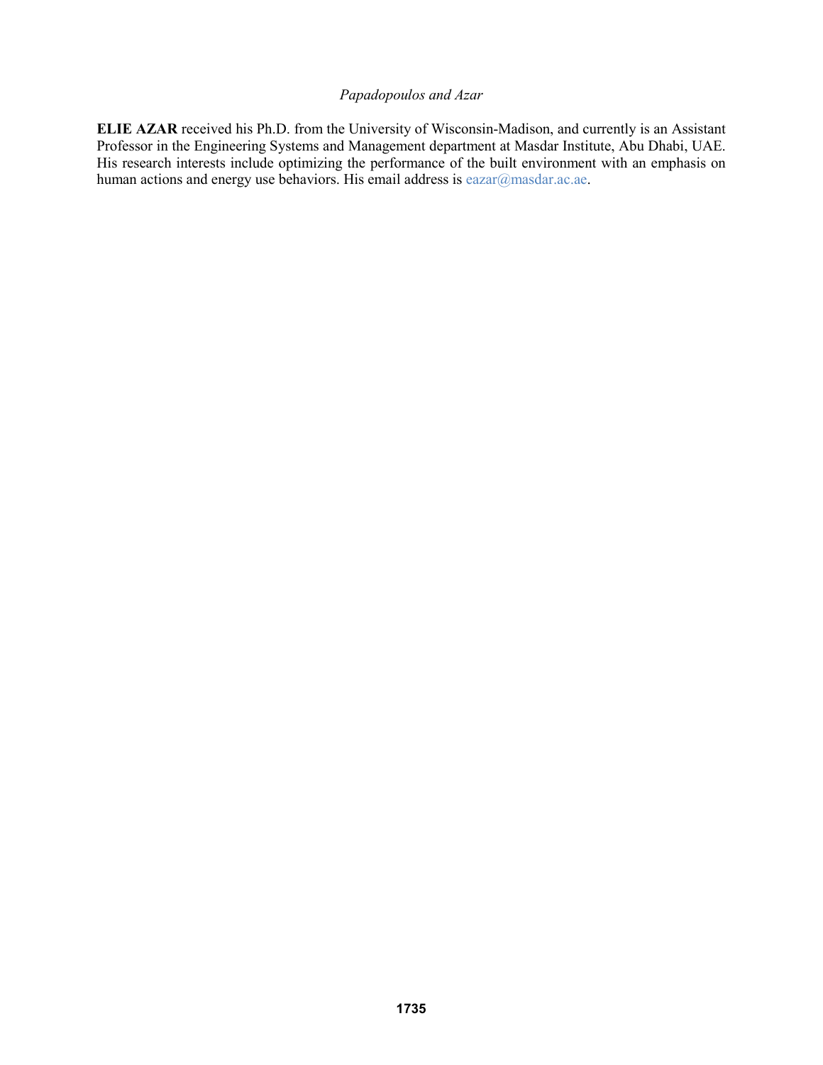**ELIE AZAR** received his Ph.D. from the University of Wisconsin-Madison, and currently is an Assistant Professor in the Engineering Systems and Management department at Masdar Institute, Abu Dhabi, UAE. His research interests include optimizing the performance of the built environment with an emphasis on human actions and energy use behaviors. His email address is eazar@masdar.ac.ae.